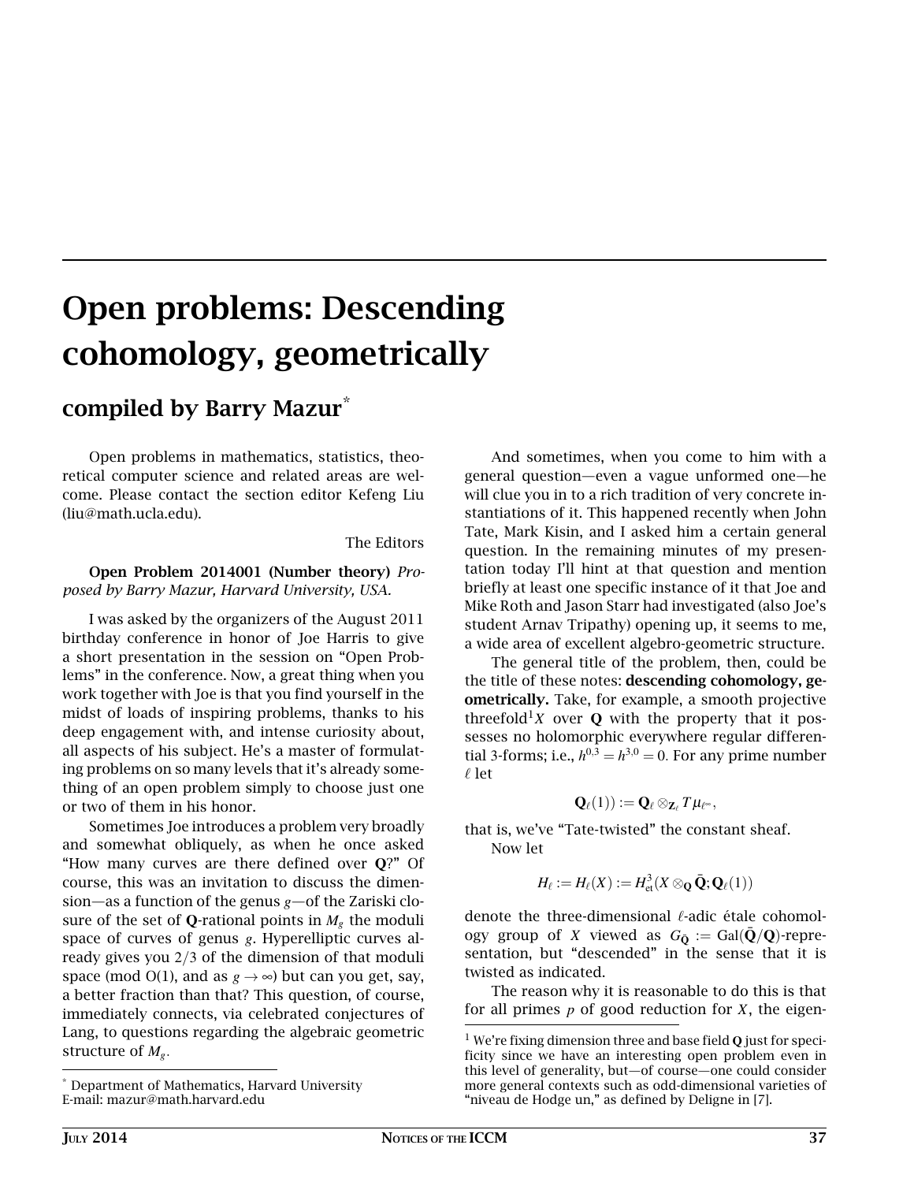# Open problems: Descending cohomology, geometrically

## compiled by Barry Mazur*

Open problems in mathematics, statistics, theoretical computer science and related areas are welcome. Please contact the section editor Kefeng Liu (liu@math.ucla.edu).

The Editors

**Open Problem 2014001 (Number theory)** *Proposed by Barry Mazur, Harvard University, USA.*

I was asked by the organizers of the August 2011 birthday conference in honor of Joe Harris to give a short presentation in the session on "Open Problems" in the conference. Now, a great thing when you work together with Joe is that you find yourself in the midst of loads of inspiring problems, thanks to his deep engagement with, and intense curiosity about, all aspects of his subject. He's a master of formulating problems on so many levels that it's already something of an open problem simply to choose just one or two of them in his honor.

Sometimes Joe introduces a problem very broadly and somewhat obliquely, as when he once asked "How many curves are there defined over $\mathbf{Q}$?" Of course, this was an invitation to discuss the dimension—as a function of the genus $g$—of the Zariski closure of the set of $\mathbf{Q}$-rational points in $M_g$ the moduli space of curves of genus $g$. Hyperelliptic curves already gives you $2/3$ of the dimension of that moduli space (mod O(1), and as $g \to \infty$) but can you get, say, a better fraction than that? This question, of course, immediately connects, via celebrated conjectures of Lang, to questions regarding the algebraic geometric structure of $M_g$.

And sometimes, when you come to him with a general question—even a vague unformed one—he will clue you in to a rich tradition of very concrete instantiations of it. This happened recently when John Tate, Mark Kisin, and I asked him a certain general question. In the remaining minutes of my presentation today I'll hint at that question and mention briefly at least one specific instance of it that Joe and Mike Roth and Jason Starr had investigated (also Joe's student Arnav Tripathy) opening up, it seems to me, a wide area of excellent algebro-geometric structure.

The general title of the problem, then, could be the title of these notes: **descending cohomology, geometrically.** Take, for example, a smooth projective threefold[1] $X$ over $\mathbf{Q}$ with the property that it possesses no holomorphic everywhere regular differential 3-forms; i.e., $h^{0,3} = h^{3,0} = 0$. For any prime number $\ell$ let

$$\mathbf{Q}_\ell(1)) := \mathbf{Q}_\ell \otimes_{\mathbf{Z}_\ell} T\mu_{\ell^\infty},$$

that is, we've "Tate-twisted" the constant sheaf.

Now let

$$H_\ell := H_\ell(X) := H^3_{\text{et}}(X \otimes_{\mathbf{Q}} \bar{\mathbf{Q}}; \mathbf{Q}_\ell(1))$$

denote the three-dimensional $\ell$-adic étale cohomology group of $X$ viewed as $G_{\bar{\mathbf{Q}}} := \text{Gal}(\bar{\mathbf{Q}}/\mathbf{Q})$-representation, but "descended" in the sense that it is twisted as indicated.

The reason why it is reasonable to do this is that for all primes $p$ of good reduction for $X$, the eigen-

---

\* Department of Mathematics, Harvard University
E-mail: mazur@math.harvard.edu

[1] We're fixing dimension three and base field $\mathbf{Q}$ just for specificity since we have an interesting open problem even in this level of generality, but—of course—one could consider more general contexts such as odd-dimensional varieties of "niveau de Hodge un," as defined by Deligne in [7].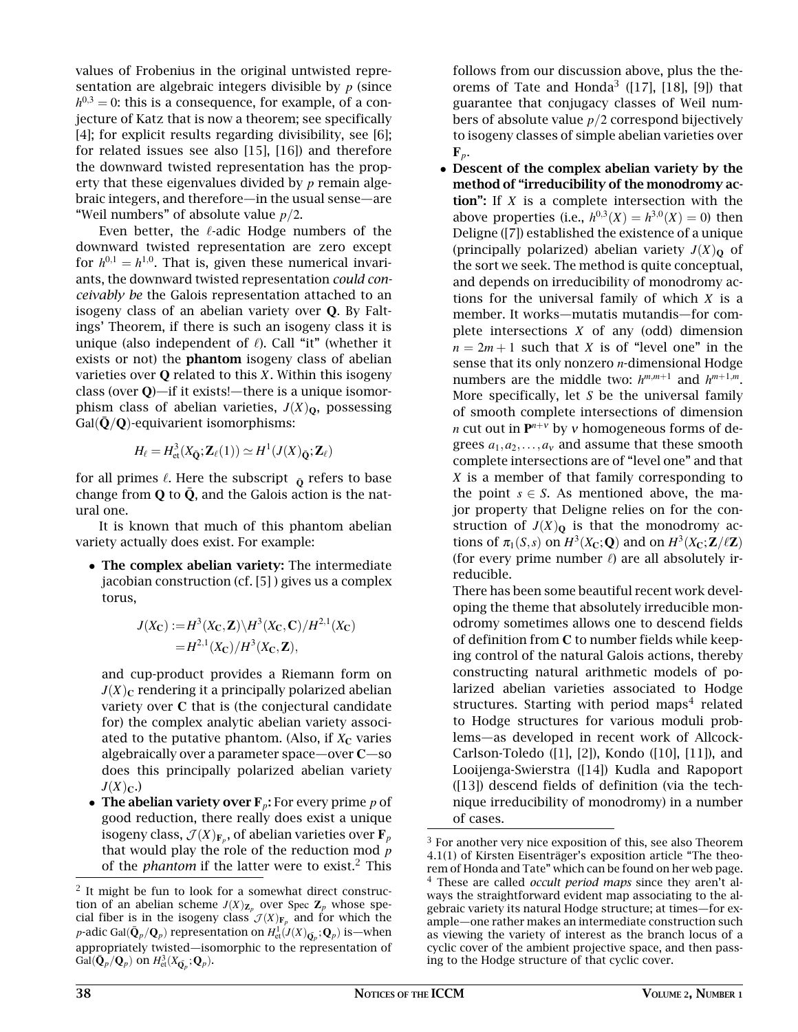values of Frobenius in the original untwisted representation are algebraic integers divisible by $p$ (since $h^{0,3} = 0$: this is a consequence, for example, of a conjecture of Katz that is now a theorem; see specifically [4]; for explicit results regarding divisibility, see [6]; for related issues see also [15], [16]) and therefore the downward twisted representation has the property that these eigenvalues divided by $p$ remain algebraic integers, and therefore—in the usual sense—are "Weil numbers" of absolute value $p/2$.

Even better, the $\ell$-adic Hodge numbers of the downward twisted representation are zero except for $h^{0,1} = h^{1,0}$. That is, given these numerical invariants, the downward twisted representation *could conceivably be* the Galois representation attached to an isogeny class of an abelian variety over $\mathbf{Q}$. By Faltings' Theorem, if there is such an isogeny class it is unique (also independent of $\ell$). Call "it" (whether it exists or not) the **phantom** isogeny class of abelian varieties over $\mathbf{Q}$ related to this $X$. Within this isogeny class (over $\mathbf{Q}$)—if it exists!—there is a unique isomorphism class of abelian varieties, $J(X)_{\mathbf{Q}}$, possessing $\mathrm{Gal}(\bar{\mathbf{Q}}/\mathbf{Q})$-equivarient isomorphisms:

$$H_\ell = H^3_{\mathrm{et}}(X_{\bar{\mathbf{Q}}}; \mathbf{Z}_\ell(1)) \simeq H^1(J(X)_{\bar{\mathbf{Q}}}; \mathbf{Z}_\ell)$$

for all primes $\ell$. Here the subscript $_{\bar{\mathbf{Q}}}$ refers to base change from $\mathbf{Q}$ to $\bar{\mathbf{Q}}$, and the Galois action is the natural one.

It is known that much of this phantom abelian variety actually does exist. For example:

- **The complex abelian variety:** The intermediate jacobian construction (cf. [5] ) gives us a complex torus,

  $$\begin{aligned} J(X_{\mathbf{C}}) &:= H^3(X_{\mathbf{C}}, \mathbf{Z}) \backslash H^3(X_{\mathbf{C}}, \mathbf{C}) / H^{2,1}(X_{\mathbf{C}}) \\ &= H^{2,1}(X_{\mathbf{C}}) / H^3(X_{\mathbf{C}}, \mathbf{Z}), \end{aligned}$$

  and cup-product provides a Riemann form on $J(X)_{\mathbf{C}}$ rendering it a principally polarized abelian variety over $\mathbf{C}$ that is (the conjectural candidate for) the complex analytic abelian variety associated to the putative phantom. (Also, if $X_{\mathbf{C}}$ varies algebraically over a parameter space—over $\mathbf{C}$—so does this principally polarized abelian variety $J(X)_{\mathbf{C}}$.)
- **The abelian variety over $\mathbf{F}_p$:** For every prime $p$ of good reduction, there really does exist a unique isogeny class, $\mathcal{J}(X)_{\mathbf{F}_p}$, of abelian varieties over $\mathbf{F}_p$ that would play the role of the reduction mod $p$ of the *phantom* if the latter were to exist.[2] This follows from our discussion above, plus the theorems of Tate and Honda[3] ([17], [18], [9]) that guarantee that conjugacy classes of Weil numbers of absolute value $p/2$ correspond bijectively to isogeny classes of simple abelian varieties over $\mathbf{F}_p$.
- **Descent of the complex abelian variety by the method of "irreducibility of the monodromy action":** If $X$ is a complete intersection with the above properties (i.e., $h^{0,3}(X) = h^{3,0}(X) = 0$) then Deligne ([7]) established the existence of a unique (principally polarized) abelian variety $J(X)_{\mathbf{Q}}$ of the sort we seek. The method is quite conceptual, and depends on irreducibility of monodromy actions for the universal family of which $X$ is a member. It works—mutatis mutandis—for complete intersections $X$ of any (odd) dimension $n = 2m + 1$ such that $X$ is of "level one" in the sense that its only nonzero $n$-dimensional Hodge numbers are the middle two: $h^{m,m+1}$ and $h^{m+1,m}$. More specifically, let $S$ be the universal family of smooth complete intersections of dimension $n$ cut out in $\mathbf{P}^{n+\nu}$ by $\nu$ homogeneous forms of degrees $a_1, a_2, \ldots, a_\nu$ and assume that these smooth complete intersections are of "level one" and that $X$ is a member of that family corresponding to the point $s \in S$. As mentioned above, the major property that Deligne relies on for the construction of $J(X)_{\mathbf{Q}}$ is that the monodromy actions of $\pi_1(S, s)$ on $H^3(X_{\mathbf{C}}; \mathbf{Q})$ and on $H^3(X_{\mathbf{C}}; \mathbf{Z}/\ell\mathbf{Z})$ (for every prime number $\ell$) are all absolutely irreducible.

  There has been some beautiful recent work developing the theme that absolutely irreducible monodromy sometimes allows one to descend fields of definition from $\mathbf{C}$ to number fields while keeping control of the natural Galois actions, thereby constructing natural arithmetic models of polarized abelian varieties associated to Hodge structures. Starting with period maps[4] related to Hodge structures for various moduli problems—as developed in recent work of Allcock-Carlson-Toledo ([1], [2]), Kondo ([10], [11]), and Looijenga-Swierstra ([14]) Kudla and Rapoport ([13]) descend fields of definition (via the technique irreducibility of monodromy) in a number of cases.

---

[2] It might be fun to look for a somewhat direct construction of an abelian scheme $J(X)_{\mathbf{Z}_p}$ over Spec $\mathbf{Z}_p$ whose special fiber is in the isogeny class $\mathcal{J}(X)_{\mathbf{F}_p}$ and for which the $p$-adic $\mathrm{Gal}(\bar{\mathbf{Q}}_p/\mathbf{Q}_p)$ representation on $H^1_{\mathrm{et}}(J(X)_{\bar{\mathbf{Q}}_p}; \mathbf{Q}_p)$ is—when appropriately twisted—isomorphic to the representation of $\mathrm{Gal}(\bar{\mathbf{Q}}_p/\mathbf{Q}_p)$ on $H^3_{\mathrm{et}}(X_{\bar{\mathbf{Q}}_p}; \mathbf{Q}_p)$.

[3] For another very nice exposition of this, see also Theorem 4.1(1) of Kirsten Eisenträger's exposition article "The theorem of Honda and Tate" which can be found on her web page.

[4] These are called *occult period maps* since they aren't always the straightforward evident map associating to the algebraic variety its natural Hodge structure; at times—for example—one rather makes an intermediate construction such as viewing the variety of interest as the branch locus of a cyclic cover of the ambient projective space, and then passing to the Hodge structure of that cyclic cover.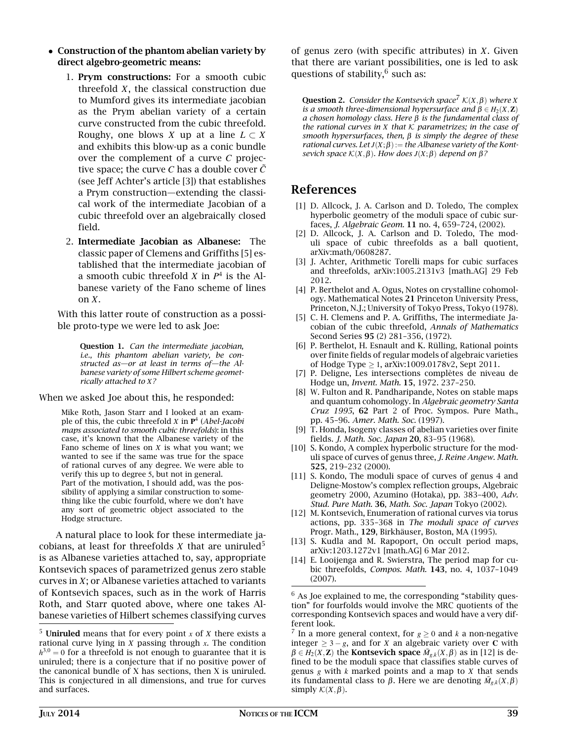- **Construction of the phantom abelian variety by direct algebro-geometric means:**

  1. **Prym constructions:** For a smooth cubic threefold $X$, the classical construction due to Mumford gives its intermediate jacobian as the Prym abelian variety of a certain curve constructed from the cubic threefold. Roughy, one blows $X$ up at a line $L \subset X$ and exhibits this blow-up as a conic bundle over the complement of a curve $C$ projective space; the curve $C$ has a double cover $\tilde{C}$ (see Jeff Achter's article [3]) that establishes a Prym construction—extending the classical work of the intermediate Jacobian of a cubic threefold over an algebraically closed field.
  2. **Intermediate Jacobian as Albanese:** The classic paper of Clemens and Griffiths [5] established that the intermediate jacobian of a smooth cubic threefold $X$ in $P^4$ is the Albanese variety of the Fano scheme of lines on $X$.

With this latter route of construction as a possible proto-type we were led to ask Joe:

> **Question 1.** *Can the intermediate jacobian, i.e., this phantom abelian variety, be constructed as—or at least in terms of—the Albanese variety of some Hilbert scheme geometrically attached to $X$?*

When we asked Joe about this, he responded:

> Mike Roth, Jason Starr and I looked at an example of this, the cubic threefold $X$ in $\mathbf{P}^4$ (*Abel-Jacobi maps associated to smooth cubic threefolds*): in this case, it's known that the Albanese variety of the Fano scheme of lines on $X$ is what you want; we wanted to see if the same was true for the space of rational curves of any degree. We were able to verify this up to degree 5, but not in general.
> Part of the motivation, I should add, was the possibility of applying a similar construction to something like the cubic fourfold, where we don't have any sort of geometric object associated to the Hodge structure.

A natural place to look for these intermediate jacobians, at least for threefolds $X$ that are uniruled[5] is as Albanese varieties attached to, say, appropriate Kontsevich spaces of parametrized genus zero stable curves in $X$; or Albanese varieties attached to variants of Kontsevich spaces, such as in the work of Harris Roth, and Starr quoted above, where one takes Albanese varieties of Hilbert schemes classifying curves of genus zero (with specific attributes) in $X$. Given that there are variant possibilities, one is led to ask questions of stability,[6] such as:

> **Question 2.** *Consider the Kontsevich space*[7] $\mathcal{K}(X,\beta)$ *where $X$ is a smooth three-dimensional hypersurface and $\beta \in H_2(X,\mathbf{Z})$ a chosen homology class. Here $\beta$ is the fundamental class of the rational curves in $X$ that $\mathcal{K}$ parametrizes; in the case of smooth hypersurfaces, then, $\beta$ is simply the degree of these rational curves. Let $J(X;\beta) :=$ the Albanese variety of the Kontsevich space $\mathcal{K}(X,\beta)$. How does $J(X;\beta)$ depend on $\beta$?*

## References

[1] D. Allcock, J. A. Carlson and D. Toledo, The complex hyperbolic geometry of the moduli space of cubic surfaces, *J. Algebraic Geom.* **11** no. 4, 659–724, (2002).

[2] D. Allcock, J. A. Carlson and D. Toledo, The moduli space of cubic threefolds as a ball quotient, arXiv:math/0608287.

[3] J. Achter, Arithmetic Torelli maps for cubic surfaces and threefolds, arXiv:1005.2131v3 [math.AG] 29 Feb 2012.

[4] P. Berthelot and A. Ogus, Notes on crystalline cohomology. Mathematical Notes **21** Princeton University Press, Princeton, N.J.; University of Tokyo Press, Tokyo (1978).

[5] C. H. Clemens and P. A. Griffiths, The intermediate Jacobian of the cubic threefold, *Annals of Mathematics* Second Series **95** (2) 281–356, (1972).

[6] P. Berthelot, H. Esnault and K. Rülling, Rational points over finite fields of regular models of algebraic varieties of Hodge Type $\geq 1$, arXiv:1009.0178v2, Sept 2011.

[7] P. Deligne, Les intersections complètes de niveau de Hodge un, *Invent. Math.* **15**, 1972. 237–250.

[8] W. Fulton and R. Pandharipande, Notes on stable maps and quantum cohomology. In *Algebraic geometry Santa Cruz 1995*, **62** Part 2 of Proc. Sympos. Pure Math., pp. 45–96. *Amer. Math. Soc.* (1997).

[9] T. Honda, Isogeny classes of abelian varieties over finite fields. *J. Math. Soc. Japan* **20**, 83–95 (1968).

[10] S. Kondo, A complex hyperbolic structure for the moduli space of curves of genus three, *J. Reine Angew. Math.* **525**, 219–232 (2000).

[11] S. Kondo, The moduli space of curves of genus 4 and Deligne-Mostow's complex reflection groups, Algebraic geometry 2000, Azumino (Hotaka), pp. 383–400, *Adv. Stud. Pure Math.* **36**, *Math. Soc. Japan* Tokyo (2002).

[12] M. Kontsevich, Enumeration of rational curves via torus actions, pp. 335–368 in *The moduli space of curves* Progr. Math., **129**, Birkhäuser, Boston, MA (1995).

[13] S. Kudla and M. Rapoport, On occult period maps, arXiv:1203.1272v1 [math.AG] 6 Mar 2012.

[14] E. Looijenga and R. Swierstra, The period map for cubic threefolds, *Compos. Math.* **143**, no. 4, 1037–1049 (2007).

---

[5] **Uniruled** means that for every point $x$ of $X$ there exists a rational curve lying in $X$ passing through $x$. The condition $h^{3,0} = 0$ for a threefold is not enough to guarantee that it is uniruled; there is a conjecture that if no positive power of the canonical bundle of X has sections, then X is uniruled. This is conjectured in all dimensions, and true for curves and surfaces.

[6] As Joe explained to me, the corresponding "stability question" for fourfolds would involve the MRC quotients of the corresponding Kontsevich spaces and would have a very different look.

[7] In a more general context, for $g \geq 0$ and $k$ a non-negative integer $\geq 3 - g$, and for $X$ an algebraic variety over $\mathbf{C}$ with $\beta \in H_2(X,\mathbf{Z})$ the **Kontsevich space** $\bar{M}_{g,k}(X,\beta)$ as in [12] is defined to be the moduli space that classifies stable curves of genus $g$ with $k$ marked points and a map to $X$ that sends its fundamental class to $\beta$. Here we are denoting $\bar{M}_{g,k}(X,\beta)$ simply $\mathcal{K}(X,\beta)$.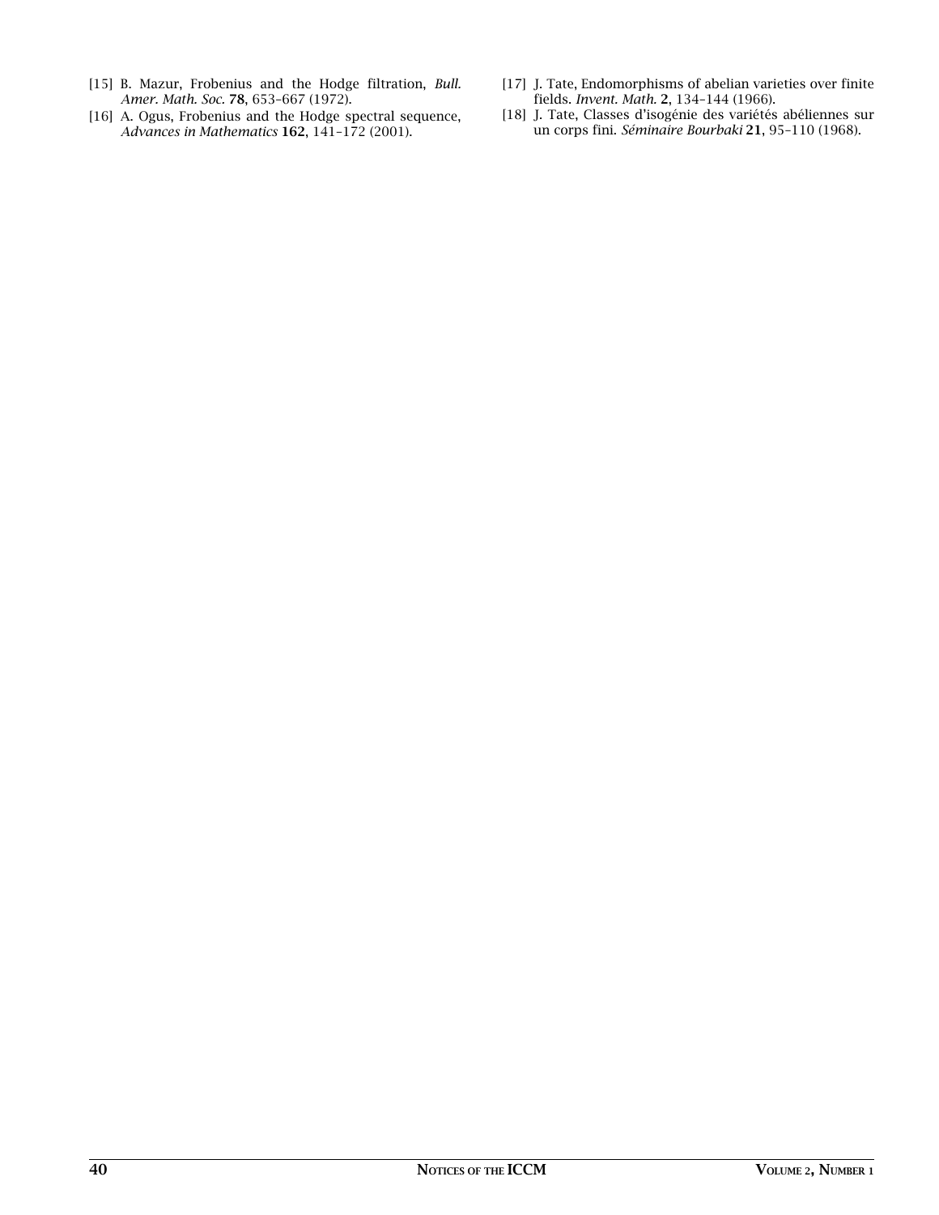[15] B. Mazur, Frobenius and the Hodge filtration, *Bull. Amer. Math. Soc.* **78**, 653–667 (1972).

[16] A. Ogus, Frobenius and the Hodge spectral sequence, *Advances in Mathematics* **162**, 141–172 (2001).

[17] J. Tate, Endomorphisms of abelian varieties over finite fields. *Invent. Math.* **2**, 134–144 (1966).

[18] J. Tate, Classes d'isogénie des variétés abéliennes sur un corps fini. *Séminaire Bourbaki* **21**, 95–110 (1968).